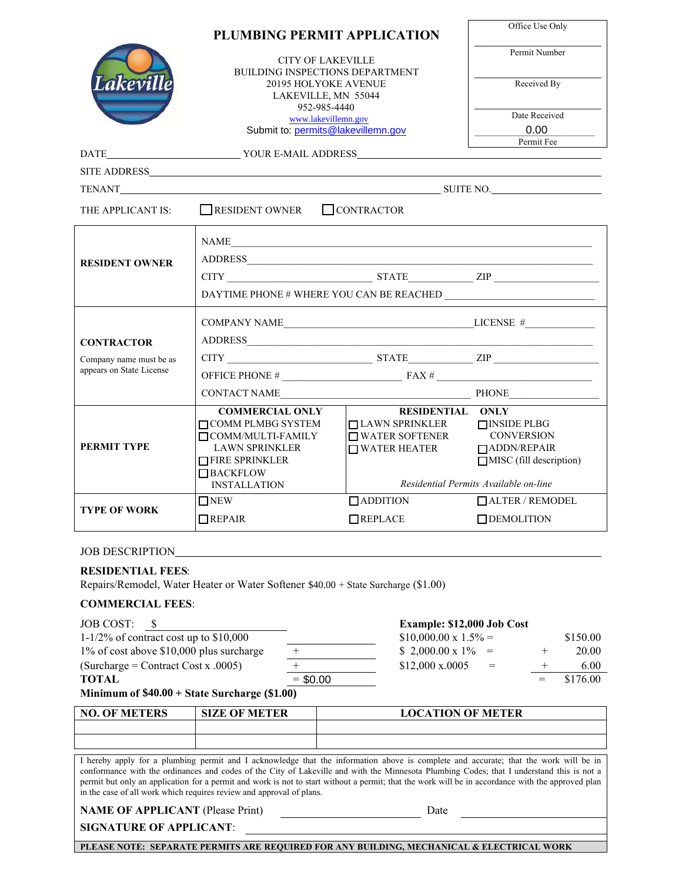# PLUMBING PERMIT APPLICATION

CITY OF LAKEVILLE
BUILDING INSPECTIONS DEPARTMENT
20195 HOLYOKE AVENUE
LAKEVILLE, MN 55044
952-985-4440
www.lakevillemn.gov
Submit to: permits@lakevillemn.gov

| Office Use Only |
|---|
| Permit Number |
| Received By |
| Date Received |
| 0.00 |
| Permit Fee |

DATE\_\_\_\_\_\_\_\_\_\_ YOUR E-MAIL ADDRESS\_\_\_\_\_\_\_\_\_\_

SITE ADDRESS\_\_\_\_\_\_\_\_\_\_

TENANT\_\_\_\_\_\_\_\_\_\_ SUITE NO.\_\_\_\_\_\_\_\_\_\_

THE APPLICANT IS: ☐ RESIDENT OWNER ☐ CONTRACTOR

| | | | |
|---|---|---|---|
| **RESIDENT OWNER** | NAME<br>ADDRESS<br>CITY STATE ZIP<br>DAYTIME PHONE # WHERE YOU CAN BE REACHED | | |
| **CONTRACTOR**<br>Company name must be as appears on State License | COMPANY NAME LICENSE #<br>ADDRESS<br>CITY STATE ZIP<br>OFFICE PHONE # FAX #<br>CONTACT NAME PHONE | | |
| **PERMIT TYPE** | **COMMERCIAL ONLY**<br>☐ COMM PLMBG SYSTEM<br>☐ COMM/MULTI-FAMILY LAWN SPRINKLER<br>☐ FIRE SPRINKLER<br>☐ BACKFLOW INSTALLATION | **RESIDENTIAL ONLY**<br>☐ LAWN SPRINKLER<br>☐ WATER SOFTENER<br>☐ WATER HEATER | ☐ INSIDE PLBG CONVERSION<br>☐ ADDN/REPAIR<br>☐ MISC (fill description)<br>*Residential Permits Available on-line* |
| **TYPE OF WORK** | ☐ NEW<br>☐ REPAIR | ☐ ADDITION<br>☐ REPLACE | ☐ ALTER / REMODEL<br>☐ DEMOLITION |

JOB DESCRIPTION\_\_\_\_\_\_\_\_\_\_

**RESIDENTIAL FEES**:
Repairs/Remodel, Water Heater or Water Softener $40.00 + State Surcharge ($1.00)

**COMMERCIAL FEES**:

| | | **Example: $12,000 Job Cost** | | |
|---|---|---|---|---|
| JOB COST: $ | | | | |
| 1-1/2% of contract cost up to $10,000 | | $10,000.00 x 1.5% = | | $150.00 |
| 1% of cost above $10,000 plus surcharge | + | $ 2,000.00 x 1% = | + | 20.00 |
| (Surcharge = Contract Cost x .0005) | + | $12,000 x.0005 = | + | 6.00 |
| **TOTAL** | = $0.00 | | = | $176.00 |

**Minimum of $40.00 + State Surcharge ($1.00)**

| NO. OF METERS | SIZE OF METER | LOCATION OF METER |
|---|---|---|
| | | |
| | | |

I hereby apply for a plumbing permit and I acknowledge that the information above is complete and accurate; that the work will be in conformance with the ordinances and codes of the City of Lakeville and with the Minnesota Plumbing Codes; that I understand this is not a permit but only an application for a permit and work is not to start without a permit; that the work will be in accordance with the approved plan in the case of all work which requires review and approval of plans.

**NAME OF APPLICANT** (Please Print) \_\_\_\_\_\_\_\_\_\_ Date \_\_\_\_\_\_\_\_\_\_

**SIGNATURE OF APPLICANT**: \_\_\_\_\_\_\_\_\_\_

**PLEASE NOTE: SEPARATE PERMITS ARE REQUIRED FOR ANY BUILDING, MECHANICAL & ELECTRICAL WORK**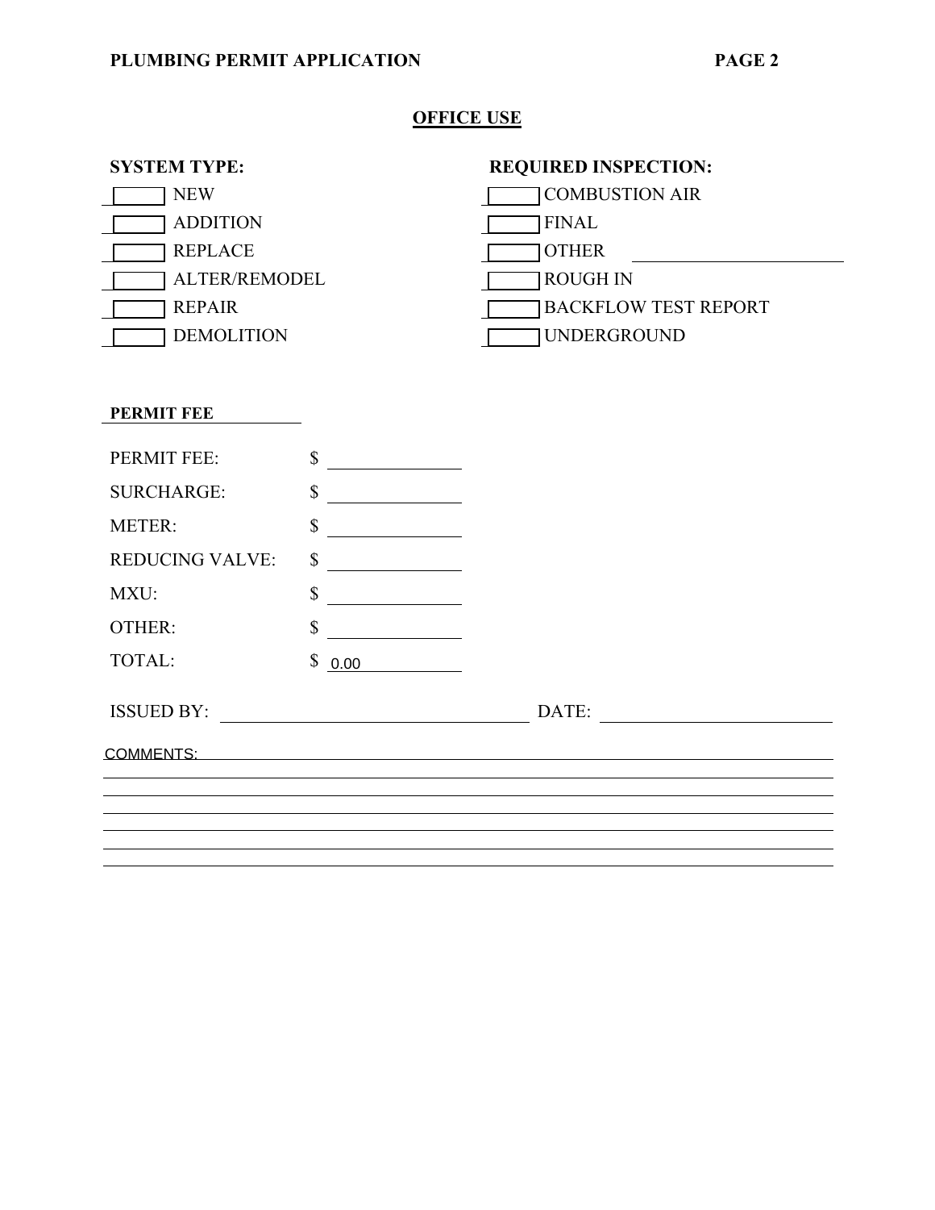## OFFICE USE

| SYSTEM TYPE: | REQUIRED INSPECTION: |
| --- | --- |
| ☐ NEW | ☐ COMBUSTION AIR |
| ☐ ADDITION | ☐ FINAL |
| ☐ REPLACE | ☐ OTHER ______________________ |
| ☐ ALTER/REMODEL | ☐ ROUGH IN |
| ☐ REPAIR | ☐ BACKFLOW TEST REPORT |
| ☐ DEMOLITION | ☐ UNDERGROUND |

**PERMIT FEE**

| | |
| --- | --- |
| PERMIT FEE: | $ __________ |
| SURCHARGE: | $ __________ |
| METER: | $ __________ |
| REDUCING VALVE: | $ __________ |
| MXU: | $ __________ |
| OTHER: | $ __________ |
| TOTAL: | $ 0.00 |

ISSUED BY: ______________________________ DATE: ______________________

COMMENTS: ______________________________________________________________

_______________________________________________________________________

_______________________________________________________________________

_______________________________________________________________________

_______________________________________________________________________

_______________________________________________________________________

_______________________________________________________________________